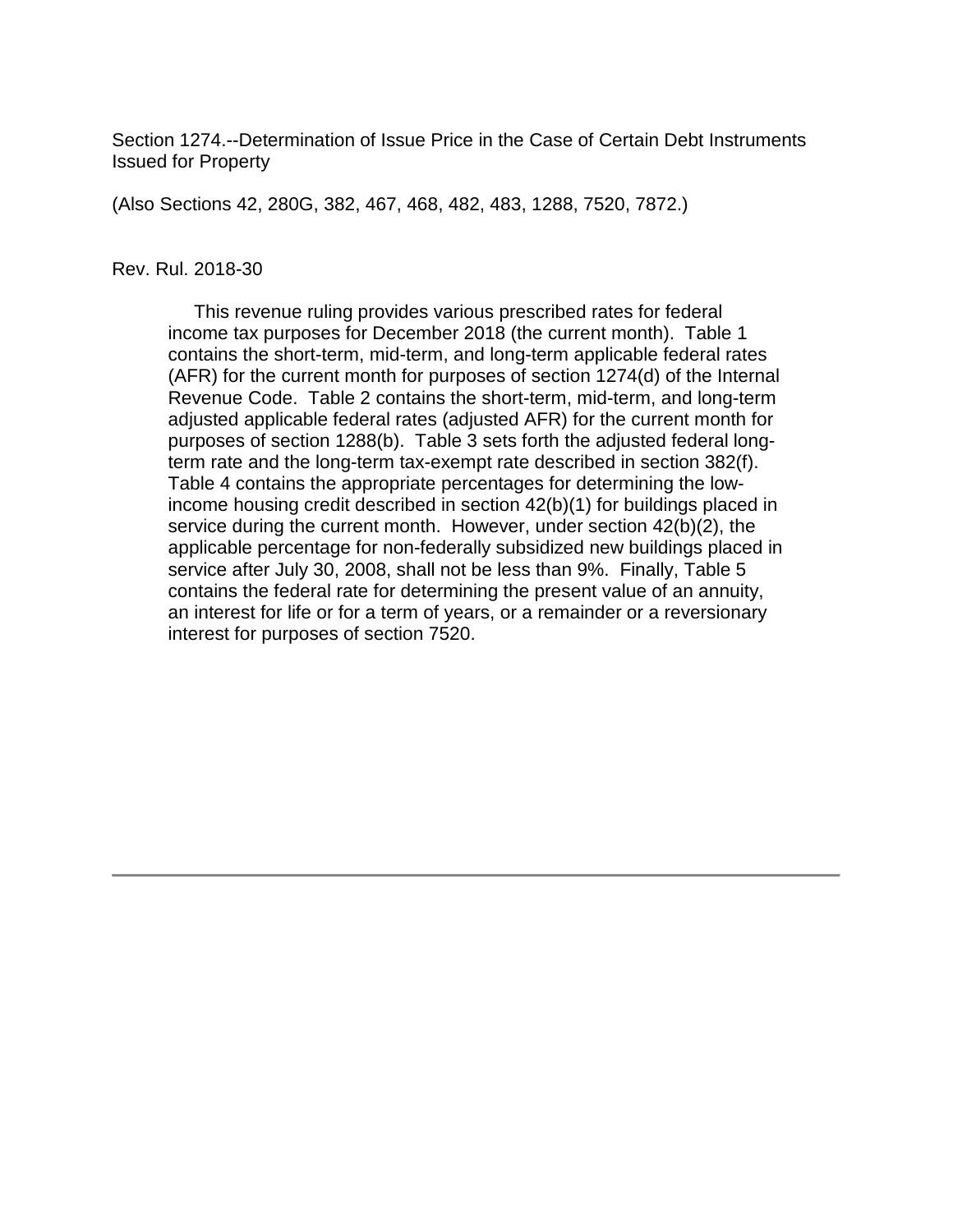Section 1274.--Determination of Issue Price in the Case of Certain Debt Instruments Issued for Property

(Also Sections 42, 280G, 382, 467, 468, 482, 483, 1288, 7520, 7872.)

Rev. Rul. 2018-30

This revenue ruling provides various prescribed rates for federal income tax purposes for December 2018 (the current month). Table 1 contains the short-term, mid-term, and long-term applicable federal rates (AFR) for the current month for purposes of section 1274(d) of the Internal Revenue Code. Table 2 contains the short-term, mid-term, and long-term adjusted applicable federal rates (adjusted AFR) for the current month for purposes of section 1288(b). Table 3 sets forth the adjusted federal long-term rate and the long-term tax-exempt rate described in section 382(f). Table 4 contains the appropriate percentages for determining the low-income housing credit described in section 42(b)(1) for buildings placed in service during the current month. However, under section 42(b)(2), the applicable percentage for non-federally subsidized new buildings placed in service after July 30, 2008, shall not be less than 9%. Finally, Table 5 contains the federal rate for determining the present value of an annuity, an interest for life or for a term of years, or a remainder or a reversionary interest for purposes of section 7520.

---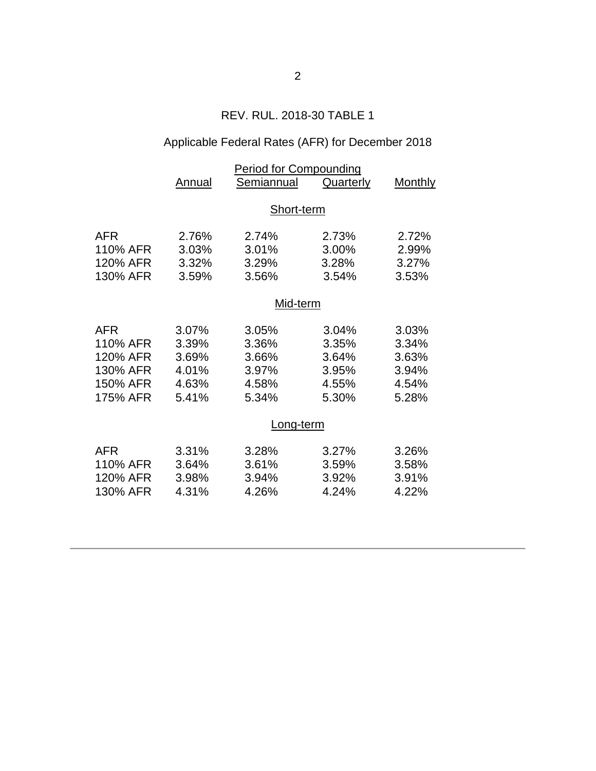REV. RUL. 2018-30 TABLE 1

Applicable Federal Rates (AFR) for December 2018

| | Period for Compounding | | | |
|---|---|---|---|---|
| | Annual | Semiannual | Quarterly | Monthly |
| | | **Short-term** | | |
| AFR | 2.76% | 2.74% | 2.73% | 2.72% |
| 110% AFR | 3.03% | 3.01% | 3.00% | 2.99% |
| 120% AFR | 3.32% | 3.29% | 3.28% | 3.27% |
| 130% AFR | 3.59% | 3.56% | 3.54% | 3.53% |
| | | **Mid-term** | | |
| AFR | 3.07% | 3.05% | 3.04% | 3.03% |
| 110% AFR | 3.39% | 3.36% | 3.35% | 3.34% |
| 120% AFR | 3.69% | 3.66% | 3.64% | 3.63% |
| 130% AFR | 4.01% | 3.97% | 3.95% | 3.94% |
| 150% AFR | 4.63% | 4.58% | 4.55% | 4.54% |
| 175% AFR | 5.41% | 5.34% | 5.30% | 5.28% |
| | | **Long-term** | | |
| AFR | 3.31% | 3.28% | 3.27% | 3.26% |
| 110% AFR | 3.64% | 3.61% | 3.59% | 3.58% |
| 120% AFR | 3.98% | 3.94% | 3.92% | 3.91% |
| 130% AFR | 4.31% | 4.26% | 4.24% | 4.22% |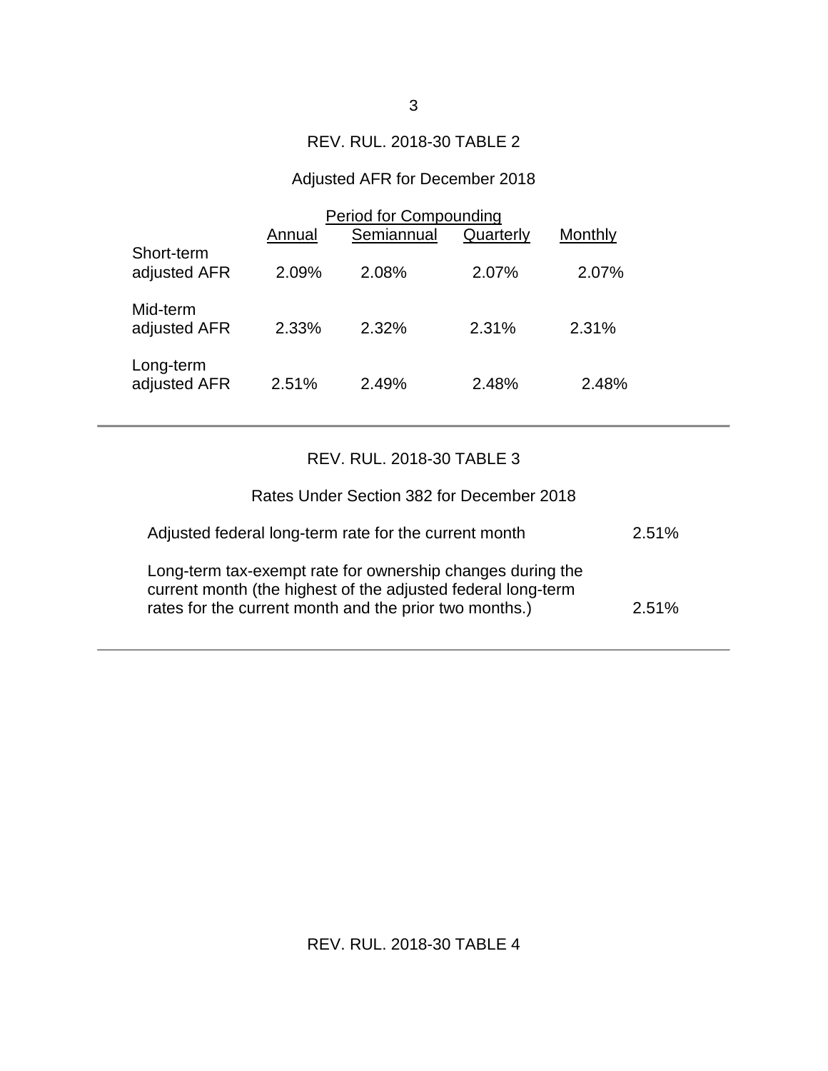REV. RUL. 2018-30 TABLE 2

Adjusted AFR for December 2018

| | Period for Compounding | | | |
|---|---|---|---|---|
| | Annual | Semiannual | Quarterly | Monthly |
| Short-term adjusted AFR | 2.09% | 2.08% | 2.07% | 2.07% |
| Mid-term adjusted AFR | 2.33% | 2.32% | 2.31% | 2.31% |
| Long-term adjusted AFR | 2.51% | 2.49% | 2.48% | 2.48% |

REV. RUL. 2018-30 TABLE 3

Rates Under Section 382 for December 2018

| | |
|---|---|
| Adjusted federal long-term rate for the current month | 2.51% |
| Long-term tax-exempt rate for ownership changes during the current month (the highest of the adjusted federal long-term rates for the current month and the prior two months.) | 2.51% |

REV. RUL. 2018-30 TABLE 4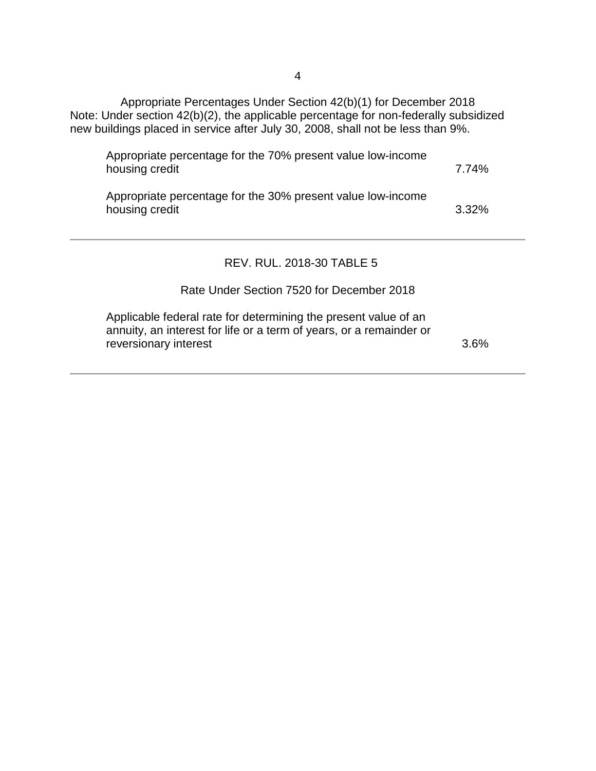Appropriate Percentages Under Section 42(b)(1) for December 2018
Note: Under section 42(b)(2), the applicable percentage for non-federally subsidized new buildings placed in service after July 30, 2008, shall not be less than 9%.

| | |
|---|---|
| Appropriate percentage for the 70% present value low-income housing credit | 7.74% |
| Appropriate percentage for the 30% present value low-income housing credit | 3.32% |

---

REV. RUL. 2018-30 TABLE 5

Rate Under Section 7520 for December 2018

| | |
|---|---|
| Applicable federal rate for determining the present value of an annuity, an interest for life or a term of years, or a remainder or reversionary interest | 3.6% |

---